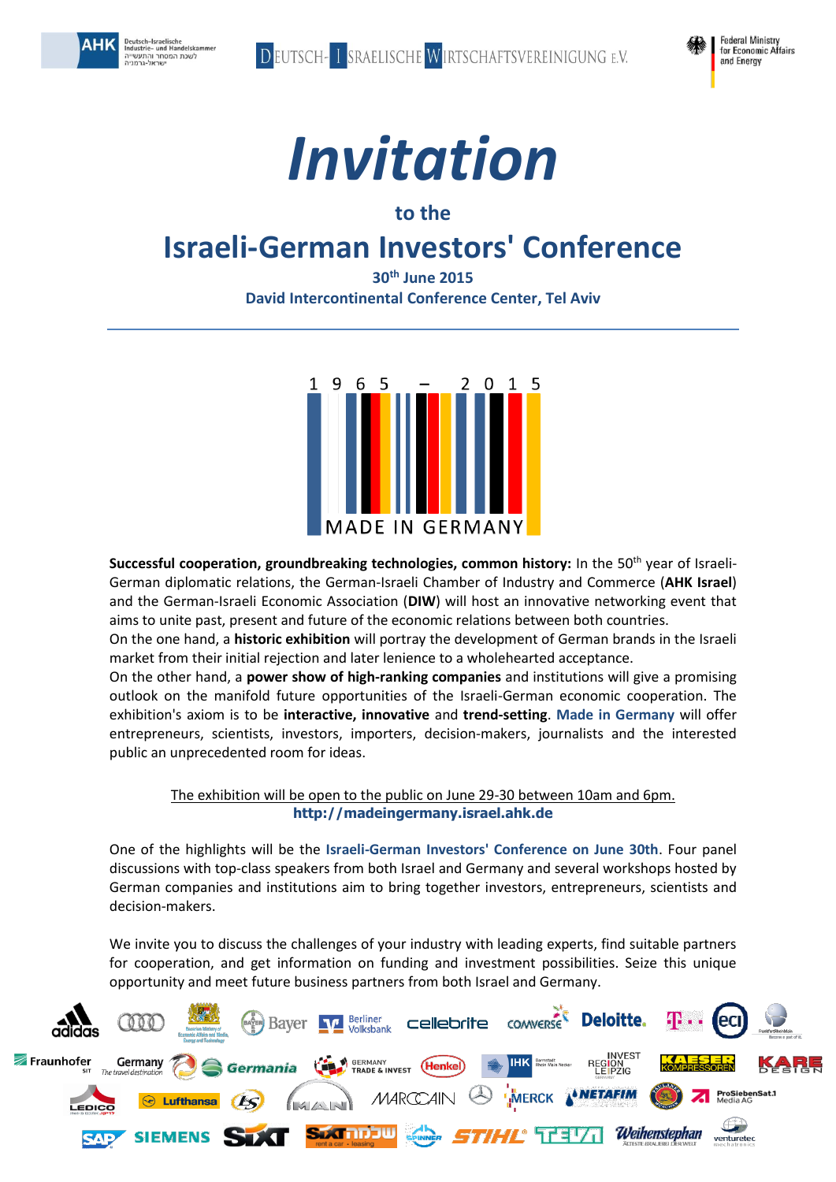# Invitation

## to the

# Israeli-German Investors' Conference

**30th June 2015**

**David Intercontinental Conference Center, Tel Aviv**

1965 – 2015

MADE IN GERMANY

**Successful cooperation, groundbreaking technologies, common history:** In the 50th year of Israeli-German diplomatic relations, the German-Israeli Chamber of Industry and Commerce (**AHK Israel**) and the German-Israeli Economic Association (**DIW**) will host an innovative networking event that aims to unite past, present and future of the economic relations between both countries.

On the one hand, a **historic exhibition** will portray the development of German brands in the Israeli market from their initial rejection and later lenience to a wholehearted acceptance.

On the other hand, a **power show of high-ranking companies** and institutions will give a promising outlook on the manifold future opportunities of the Israeli-German economic cooperation. The exhibition's axiom is to be **interactive, innovative** and **trend-setting**. Made in Germany will offer entrepreneurs, scientists, investors, importers, decision-makers, journalists and the interested public an unprecedented room for ideas.

The exhibition will be open to the public on June 29-30 between 10am and 6pm.

**http://madeingermany.israel.ahk.de**

One of the highlights will be the **Israeli-German Investors' Conference on June 30th**. Four panel discussions with top-class speakers from both Israel and Germany and several workshops hosted by German companies and institutions aim to bring together investors, entrepreneurs, scientists and decision-makers.

We invite you to discuss the challenges of your industry with leading experts, find suitable partners for cooperation, and get information on funding and investment possibilities. Seize this unique opportunity and meet future business partners from both Israel and Germany.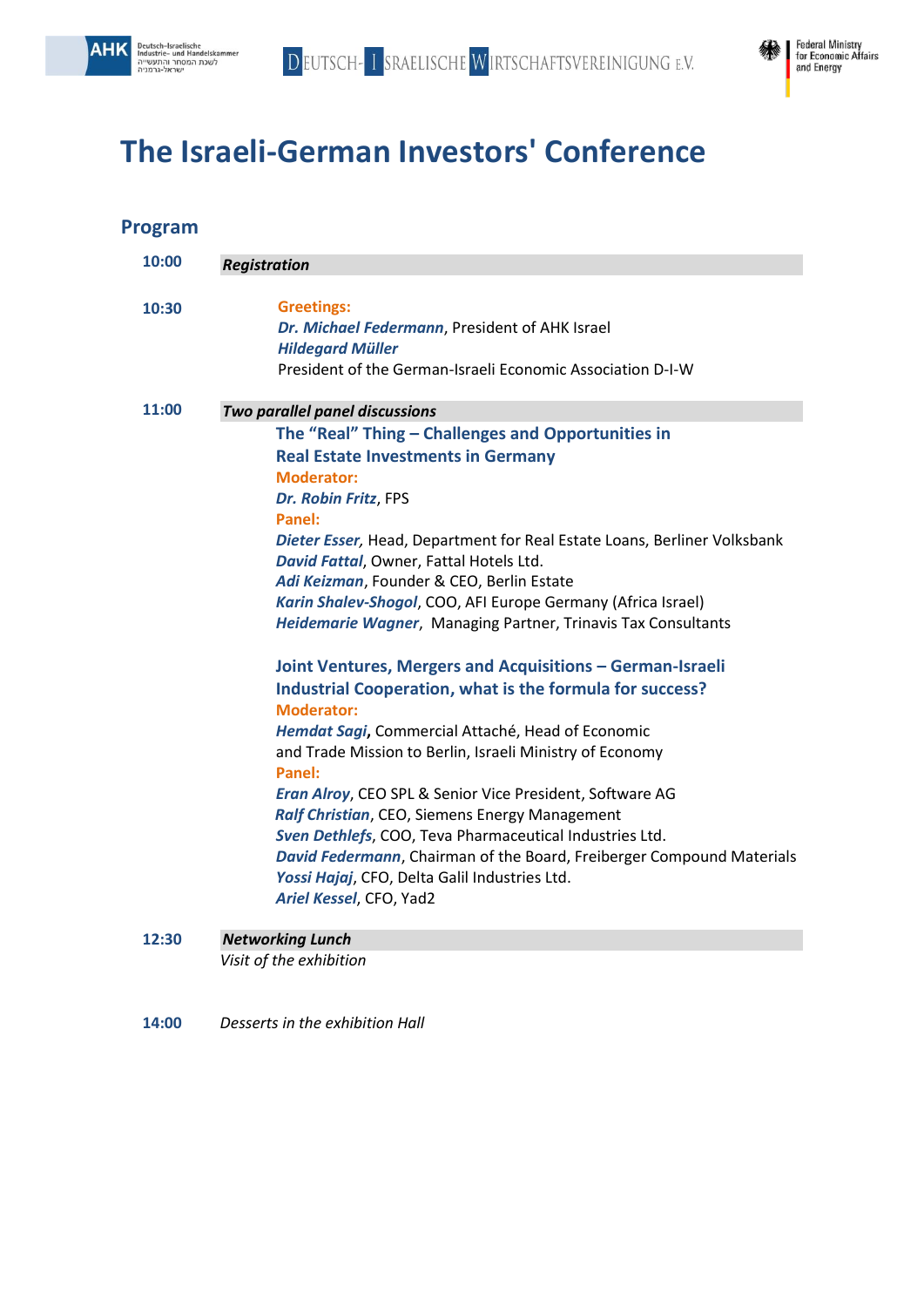# The Israeli-German Investors' Conference

## Program

**10:00** ***Registration***

**10:30**

**Greetings:**
***Dr. Michael Federmann***, President of AHK Israel
***Hildegard Müller***
President of the German-Israeli Economic Association D-I-W

**11:00** ***Two parallel panel discussions***

**The "Real" Thing – Challenges and Opportunities in Real Estate Investments in Germany**

**Moderator:**
***Dr. Robin Fritz***, FPS

**Panel:**
***Dieter Esser,*** Head, Department for Real Estate Loans, Berliner Volksbank
***David Fattal***, Owner, Fattal Hotels Ltd.
***Adi Keizman***, Founder & CEO, Berlin Estate
***Karin Shalev-Shogol***, COO, AFI Europe Germany (Africa Israel)
***Heidemarie Wagner***, Managing Partner, Trinavis Tax Consultants

**Joint Ventures, Mergers and Acquisitions – German-Israeli Industrial Cooperation, what is the formula for success?**

**Moderator:**
***Hemdat Sagi*****,** Commercial Attaché, Head of Economic and Trade Mission to Berlin, Israeli Ministry of Economy

**Panel:**
***Eran Alroy***, CEO SPL & Senior Vice President, Software AG
***Ralf Christian***, CEO, Siemens Energy Management
***Sven Dethlefs***, COO, Teva Pharmaceutical Industries Ltd.
***David Federmann***, Chairman of the Board, Freiberger Compound Materials
***Yossi Hajaj***, CFO, Delta Galil Industries Ltd.
***Ariel Kessel***, CFO, Yad2

**12:30** ***Networking Lunch***
*Visit of the exhibition*

**14:00** *Desserts in the exhibition Hall*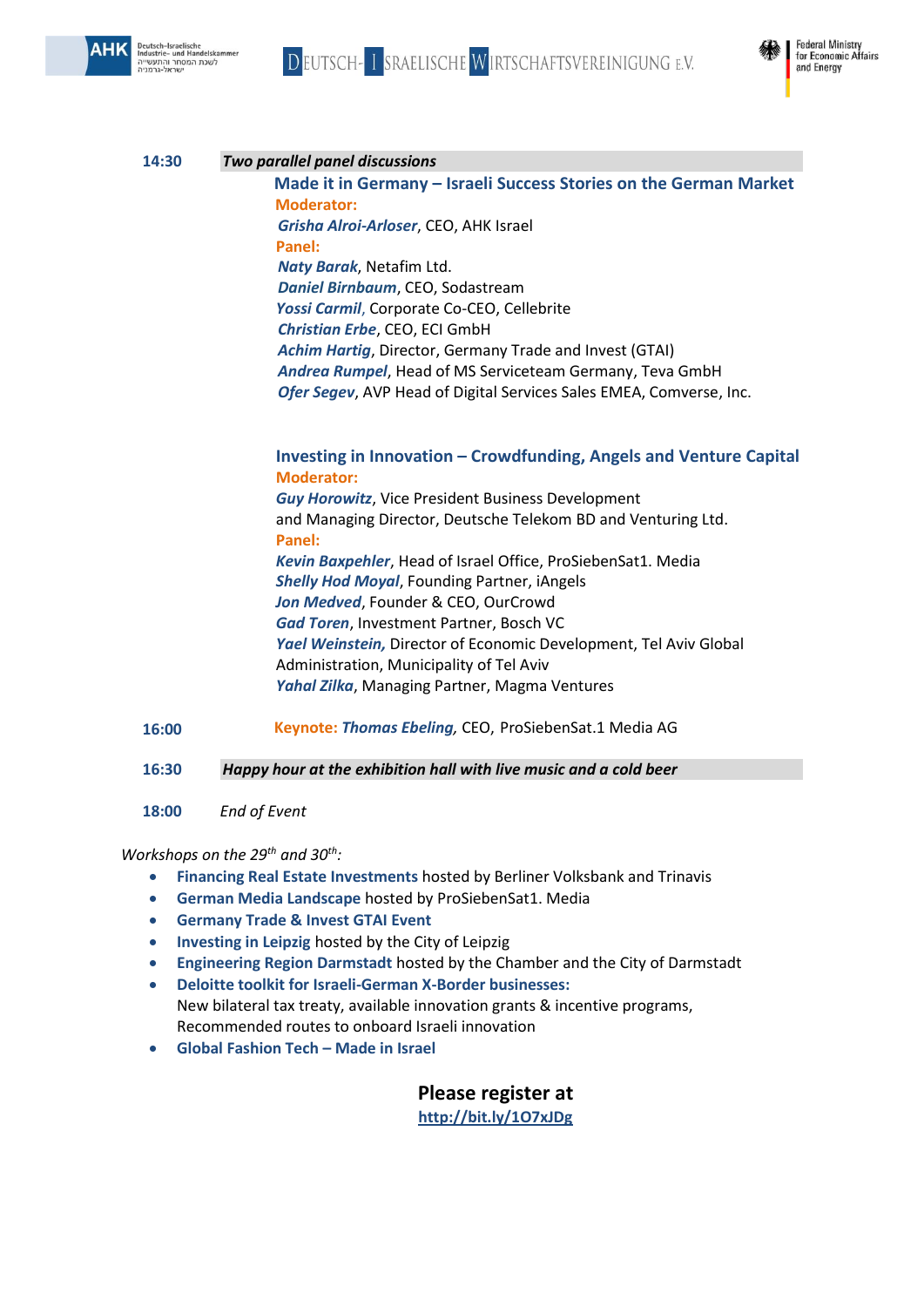**14:30** ***Two parallel panel discussions***

**Made it in Germany – Israeli Success Stories on the German Market**

**Moderator:**

***Grisha Alroi-Arloser***, CEO, AHK Israel

**Panel:**

***Naty Barak***, Netafim Ltd.
***Daniel Birnbaum***, CEO, Sodastream
***Yossi Carmil***, Corporate Co-CEO, Cellebrite
***Christian Erbe***, CEO, ECI GmbH
***Achim Hartig***, Director, Germany Trade and Invest (GTAI)
***Andrea Rumpel***, Head of MS Serviceteam Germany, Teva GmbH
***Ofer Segev***, AVP Head of Digital Services Sales EMEA, Comverse, Inc.

**Investing in Innovation – Crowdfunding, Angels and Venture Capital**

**Moderator:**

***Guy Horowitz***, Vice President Business Development and Managing Director, Deutsche Telekom BD and Venturing Ltd.

**Panel:**

***Kevin Baxpehler***, Head of Israel Office, ProSiebenSat1. Media
***Shelly Hod Moyal***, Founding Partner, iAngels
***Jon Medved***, Founder & CEO, OurCrowd
***Gad Toren***, Investment Partner, Bosch VC
***Yael Weinstein,*** Director of Economic Development, Tel Aviv Global Administration, Municipality of Tel Aviv
***Yahal Zilka***, Managing Partner, Magma Ventures

**16:00** **Keynote:** ***Thomas Ebeling,*** CEO, ProSiebenSat.1 Media AG

**16:30** ***Happy hour at the exhibition hall with live music and a cold beer***

**18:00** *End of Event*

*Workshops on the 29th and 30th:*

- **Financing Real Estate Investments** hosted by Berliner Volksbank and Trinavis
- **German Media Landscape** hosted by ProSiebenSat1. Media
- **Germany Trade & Invest GTAI Event**
- **Investing in Leipzig** hosted by the City of Leipzig
- **Engineering Region Darmstadt** hosted by the Chamber and the City of Darmstadt
- **Deloitte toolkit for Israeli-German X-Border businesses:** New bilateral tax treaty, available innovation grants & incentive programs, Recommended routes to onboard Israeli innovation
- **Global Fashion Tech – Made in Israel**

**Please register at**
http://bit.ly/1O7xJDg